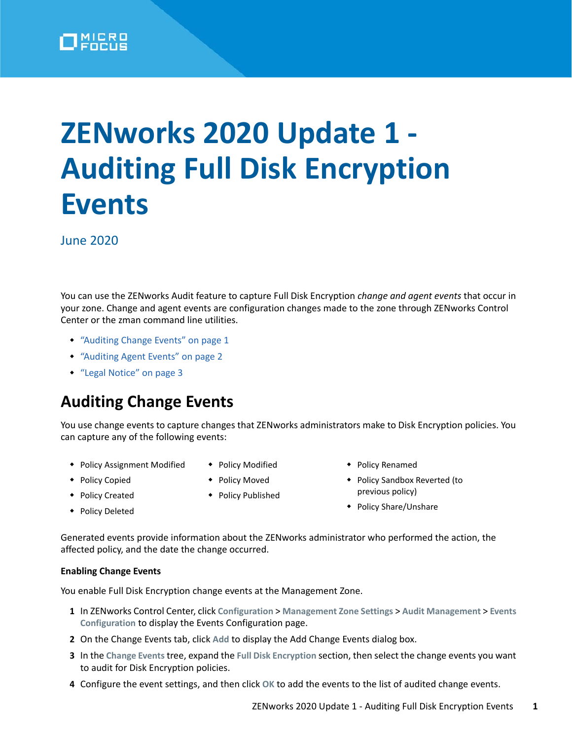# ZENworks 2020 Update 1 - Auditing Full Disk Encryption Events

June 2020

You can use the ZENworks Audit feature to capture Full Disk Encryption *change and agent events* that occur in your zone. Change and agent events are configuration changes made to the zone through ZENworks Control Center or the zman command line utilities.

- "Auditing Change Events" on page 1
- "Auditing Agent Events" on page 2
- "Legal Notice" on page 3

## Auditing Change Events

You use change events to capture changes that ZENworks administrators make to Disk Encryption policies. You can capture any of the following events:

- Policy Assignment Modified
- Policy Copied
- Policy Created
- Policy Deleted
- Policy Modified
- Policy Moved
- Policy Published
- Policy Renamed
- Policy Sandbox Reverted (to previous policy)
- Policy Share/Unshare

Generated events provide information about the ZENworks administrator who performed the action, the affected policy, and the date the change occurred.

**Enabling Change Events**

You enable Full Disk Encryption change events at the Management Zone.

1. In ZENworks Control Center, click **Configuration** > **Management Zone Settings** > **Audit Management** > **Events Configuration** to display the Events Configuration page.
2. On the Change Events tab, click **Add** to display the Add Change Events dialog box.
3. In the **Change Events** tree, expand the **Full Disk Encryption** section, then select the change events you want to audit for Disk Encryption policies.
4. Configure the event settings, and then click **OK** to add the events to the list of audited change events.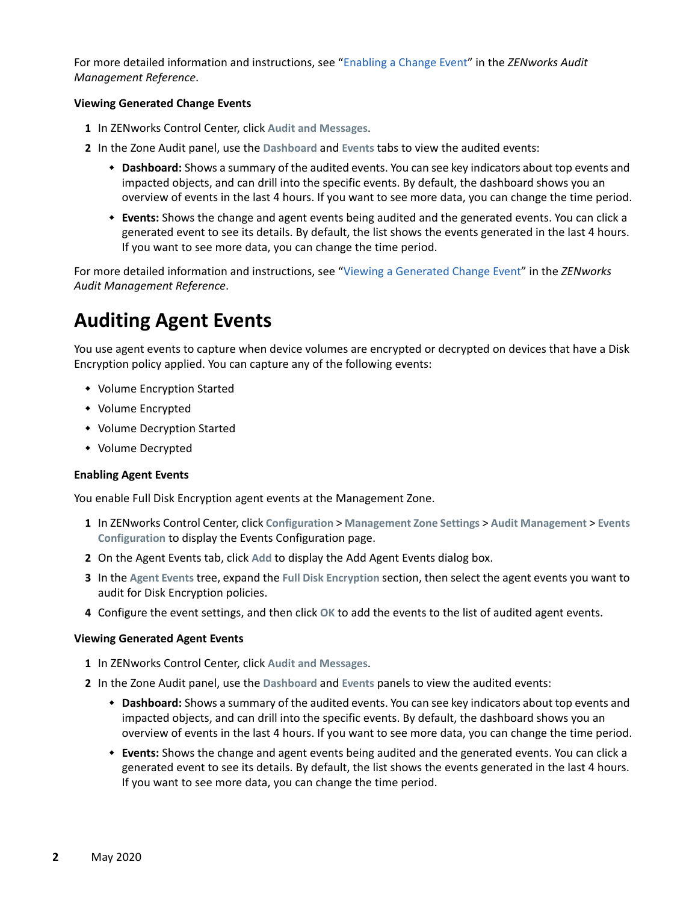For more detailed information and instructions, see "Enabling a Change Event" in the *ZENworks Audit Management Reference*.

**Viewing Generated Change Events**

1. In ZENworks Control Center, click **Audit and Messages**.
2. In the Zone Audit panel, use the **Dashboard** and **Events** tabs to view the audited events:
   - **Dashboard:** Shows a summary of the audited events. You can see key indicators about top events and impacted objects, and can drill into the specific events. By default, the dashboard shows you an overview of events in the last 4 hours. If you want to see more data, you can change the time period.
   - **Events:** Shows the change and agent events being audited and the generated events. You can click a generated event to see its details. By default, the list shows the events generated in the last 4 hours. If you want to see more data, you can change the time period.

For more detailed information and instructions, see "Viewing a Generated Change Event" in the *ZENworks Audit Management Reference*.

# Auditing Agent Events

You use agent events to capture when device volumes are encrypted or decrypted on devices that have a Disk Encryption policy applied. You can capture any of the following events:

- Volume Encryption Started
- Volume Encrypted
- Volume Decryption Started
- Volume Decrypted

**Enabling Agent Events**

You enable Full Disk Encryption agent events at the Management Zone.

1. In ZENworks Control Center, click **Configuration** > **Management Zone Settings** > **Audit Management** > **Events Configuration** to display the Events Configuration page.
2. On the Agent Events tab, click **Add** to display the Add Agent Events dialog box.
3. In the **Agent Events** tree, expand the **Full Disk Encryption** section, then select the agent events you want to audit for Disk Encryption policies.
4. Configure the event settings, and then click **OK** to add the events to the list of audited agent events.

**Viewing Generated Agent Events**

1. In ZENworks Control Center, click **Audit and Messages**.
2. In the Zone Audit panel, use the **Dashboard** and **Events** panels to view the audited events:
   - **Dashboard:** Shows a summary of the audited events. You can see key indicators about top events and impacted objects, and can drill into the specific events. By default, the dashboard shows you an overview of events in the last 4 hours. If you want to see more data, you can change the time period.
   - **Events:** Shows the change and agent events being audited and the generated events. You can click a generated event to see its details. By default, the list shows the events generated in the last 4 hours. If you want to see more data, you can change the time period.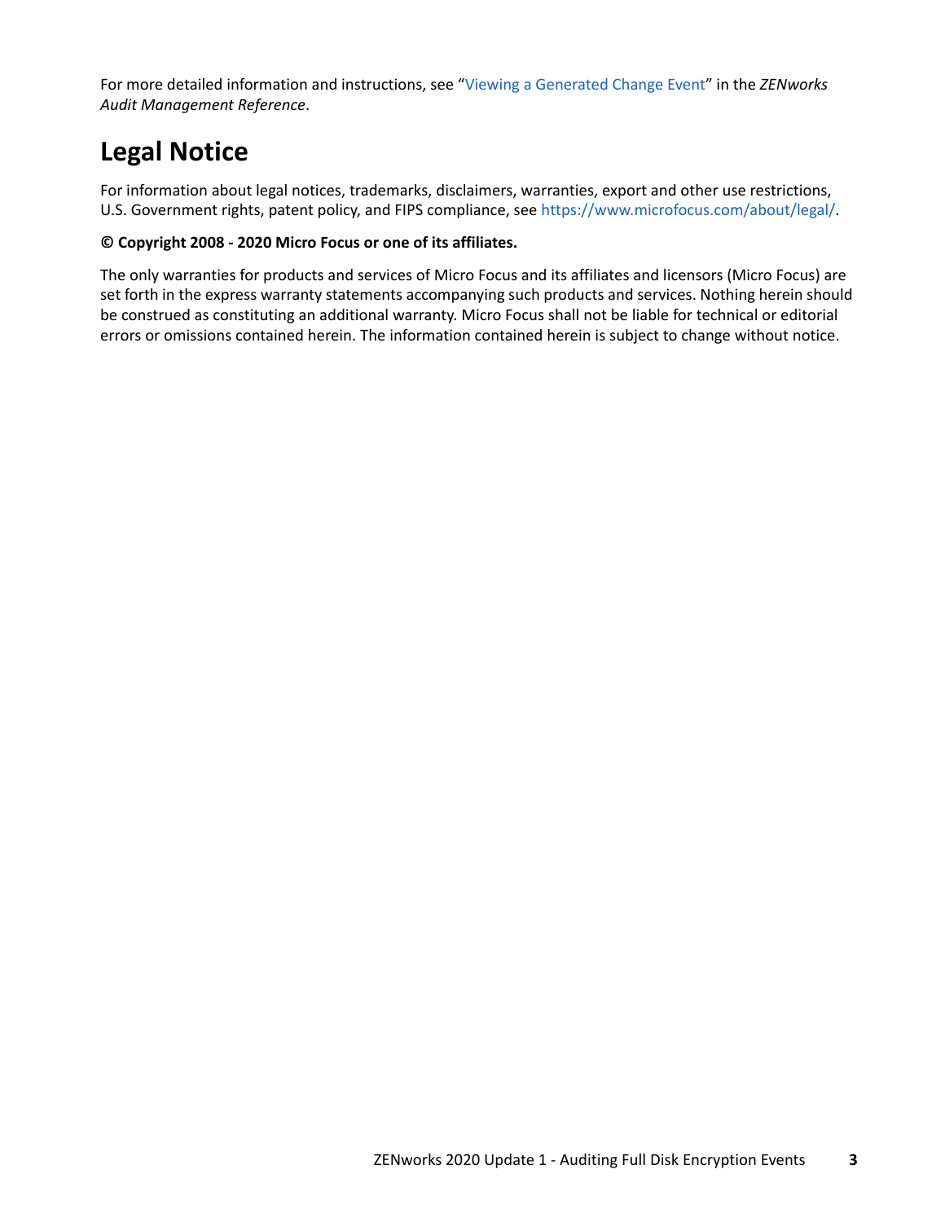For more detailed information and instructions, see "Viewing a Generated Change Event" in the *ZENworks Audit Management Reference*.

## Legal Notice

For information about legal notices, trademarks, disclaimers, warranties, export and other use restrictions, U.S. Government rights, patent policy, and FIPS compliance, see https://www.microfocus.com/about/legal/.

**© Copyright 2008 - 2020 Micro Focus or one of its affiliates.**

The only warranties for products and services of Micro Focus and its affiliates and licensors (Micro Focus) are set forth in the express warranty statements accompanying such products and services. Nothing herein should be construed as constituting an additional warranty. Micro Focus shall not be liable for technical or editorial errors or omissions contained herein. The information contained herein is subject to change without notice.